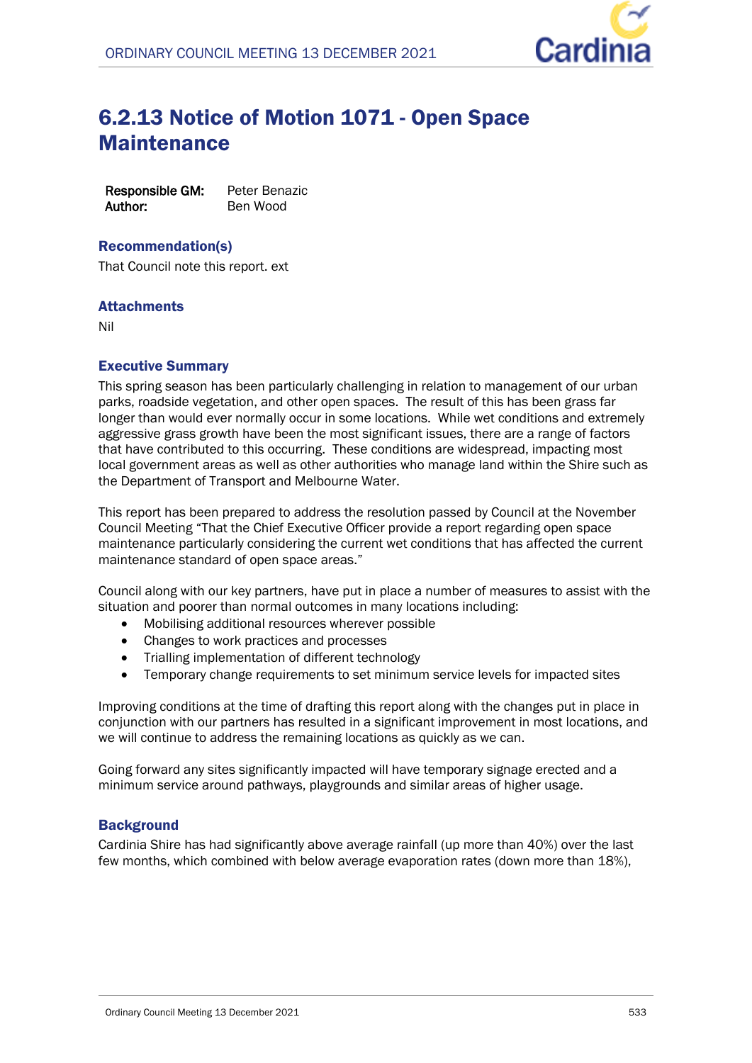# 6.2.13 Notice of Motion 1071 - Open Space Maintenance

**Responsible GM:** Peter Benazic
**Author:** Ben Wood

## Recommendation(s)

That Council note this report. ext

## Attachments

Nil

## Executive Summary

This spring season has been particularly challenging in relation to management of our urban parks, roadside vegetation, and other open spaces. The result of this has been grass far longer than would ever normally occur in some locations. While wet conditions and extremely aggressive grass growth have been the most significant issues, there are a range of factors that have contributed to this occurring. These conditions are widespread, impacting most local government areas as well as other authorities who manage land within the Shire such as the Department of Transport and Melbourne Water.

This report has been prepared to address the resolution passed by Council at the November Council Meeting "That the Chief Executive Officer provide a report regarding open space maintenance particularly considering the current wet conditions that has affected the current maintenance standard of open space areas."

Council along with our key partners, have put in place a number of measures to assist with the situation and poorer than normal outcomes in many locations including:

- Mobilising additional resources wherever possible
- Changes to work practices and processes
- Trialling implementation of different technology
- Temporary change requirements to set minimum service levels for impacted sites

Improving conditions at the time of drafting this report along with the changes put in place in conjunction with our partners has resulted in a significant improvement in most locations, and we will continue to address the remaining locations as quickly as we can.

Going forward any sites significantly impacted will have temporary signage erected and a minimum service around pathways, playgrounds and similar areas of higher usage.

## Background

Cardinia Shire has had significantly above average rainfall (up more than 40%) over the last few months, which combined with below average evaporation rates (down more than 18%),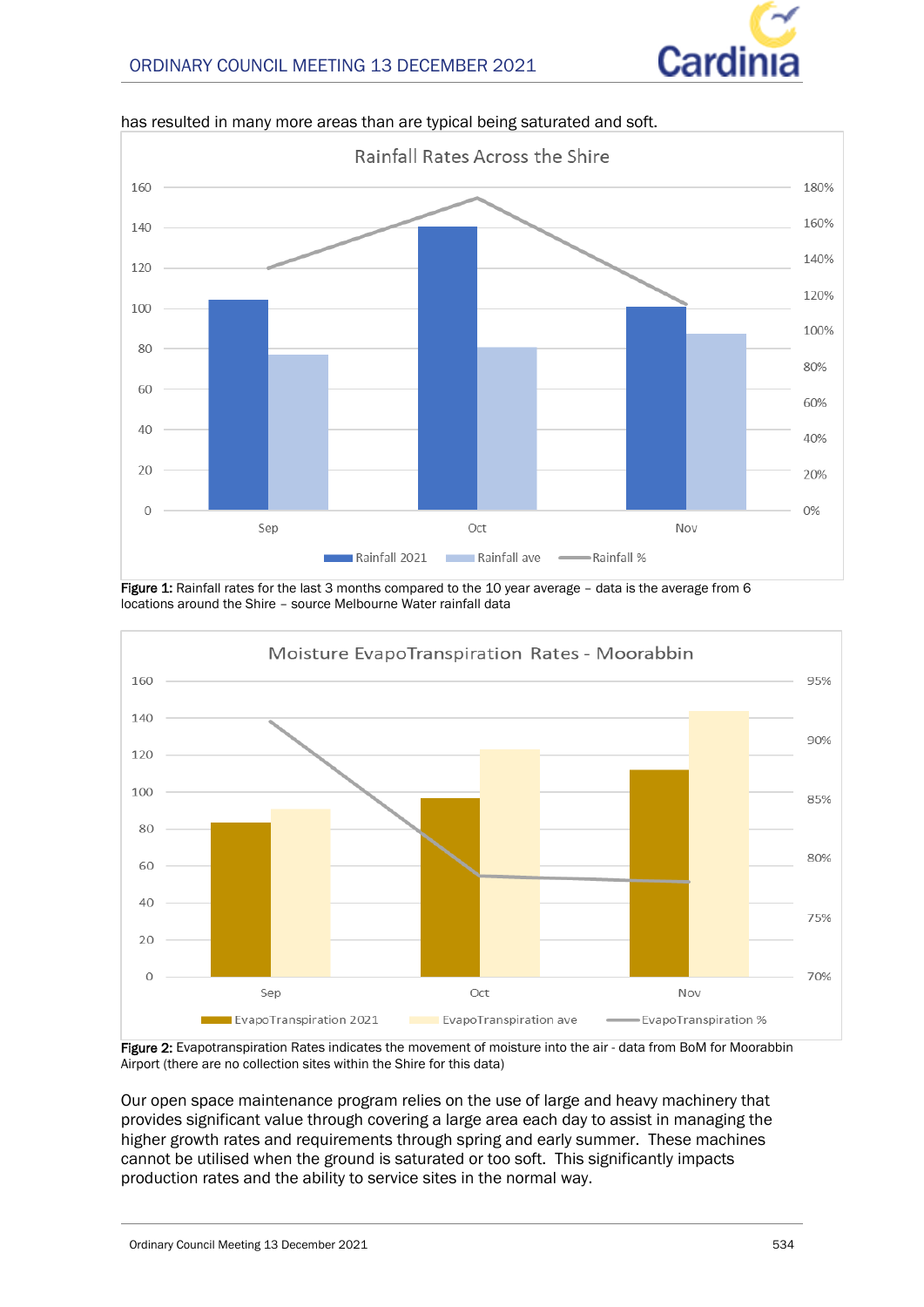has resulted in many more areas than are typical being saturated and soft.

**Figure 1:** Rainfall rates for the last 3 months compared to the 10 year average – data is the average from 6 locations around the Shire – source Melbourne Water rainfall data

**Figure 2:** Evapotranspiration Rates indicates the movement of moisture into the air - data from BoM for Moorabbin Airport (there are no collection sites within the Shire for this data)

Our open space maintenance program relies on the use of large and heavy machinery that provides significant value through covering a large area each day to assist in managing the higher growth rates and requirements through spring and early summer. These machines cannot be utilised when the ground is saturated or too soft. This significantly impacts production rates and the ability to service sites in the normal way.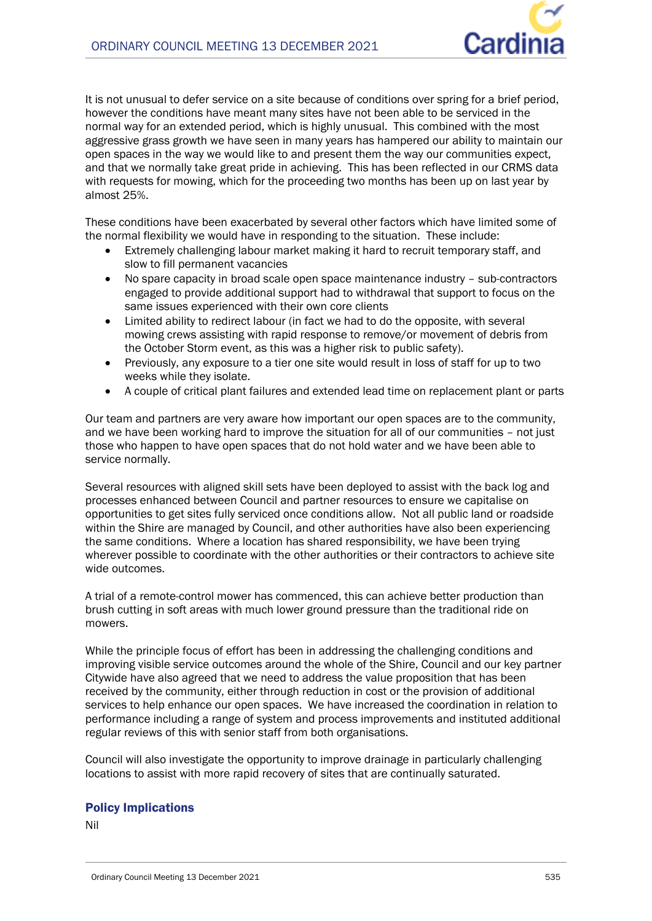It is not unusual to defer service on a site because of conditions over spring for a brief period, however the conditions have meant many sites have not been able to be serviced in the normal way for an extended period, which is highly unusual. This combined with the most aggressive grass growth we have seen in many years has hampered our ability to maintain our open spaces in the way we would like to and present them the way our communities expect, and that we normally take great pride in achieving. This has been reflected in our CRMS data with requests for mowing, which for the proceeding two months has been up on last year by almost 25%.

These conditions have been exacerbated by several other factors which have limited some of the normal flexibility we would have in responding to the situation. These include:

- Extremely challenging labour market making it hard to recruit temporary staff, and slow to fill permanent vacancies
- No spare capacity in broad scale open space maintenance industry – sub-contractors engaged to provide additional support had to withdrawal that support to focus on the same issues experienced with their own core clients
- Limited ability to redirect labour (in fact we had to do the opposite, with several mowing crews assisting with rapid response to remove/or movement of debris from the October Storm event, as this was a higher risk to public safety).
- Previously, any exposure to a tier one site would result in loss of staff for up to two weeks while they isolate.
- A couple of critical plant failures and extended lead time on replacement plant or parts

Our team and partners are very aware how important our open spaces are to the community, and we have been working hard to improve the situation for all of our communities – not just those who happen to have open spaces that do not hold water and we have been able to service normally.

Several resources with aligned skill sets have been deployed to assist with the back log and processes enhanced between Council and partner resources to ensure we capitalise on opportunities to get sites fully serviced once conditions allow. Not all public land or roadside within the Shire are managed by Council, and other authorities have also been experiencing the same conditions. Where a location has shared responsibility, we have been trying wherever possible to coordinate with the other authorities or their contractors to achieve site wide outcomes.

A trial of a remote-control mower has commenced, this can achieve better production than brush cutting in soft areas with much lower ground pressure than the traditional ride on mowers.

While the principle focus of effort has been in addressing the challenging conditions and improving visible service outcomes around the whole of the Shire, Council and our key partner Citywide have also agreed that we need to address the value proposition that has been received by the community, either through reduction in cost or the provision of additional services to help enhance our open spaces. We have increased the coordination in relation to performance including a range of system and process improvements and instituted additional regular reviews of this with senior staff from both organisations.

Council will also investigate the opportunity to improve drainage in particularly challenging locations to assist with more rapid recovery of sites that are continually saturated.

## Policy Implications

Nil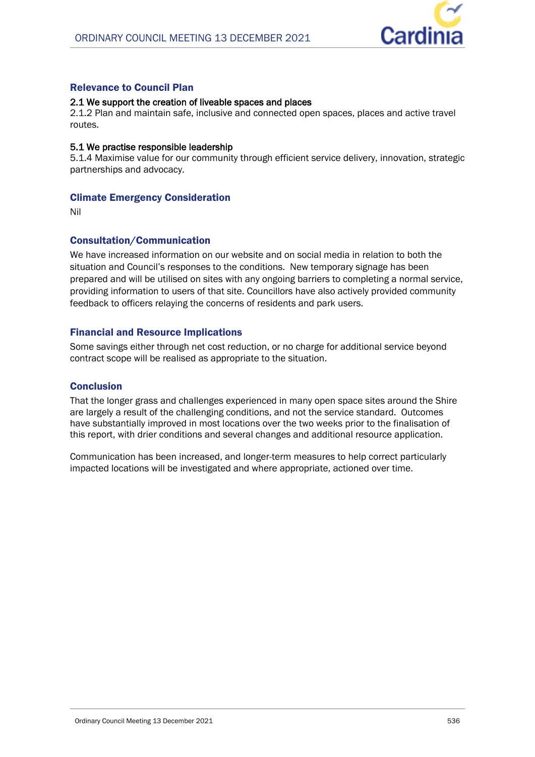## Relevance to Council Plan

**2.1 We support the creation of liveable spaces and places**
2.1.2 Plan and maintain safe, inclusive and connected open spaces, places and active travel routes.

**5.1 We practise responsible leadership**
5.1.4 Maximise value for our community through efficient service delivery, innovation, strategic partnerships and advocacy.

## Climate Emergency Consideration

Nil

## Consultation/Communication

We have increased information on our website and on social media in relation to both the situation and Council's responses to the conditions. New temporary signage has been prepared and will be utilised on sites with any ongoing barriers to completing a normal service, providing information to users of that site. Councillors have also actively provided community feedback to officers relaying the concerns of residents and park users.

## Financial and Resource Implications

Some savings either through net cost reduction, or no charge for additional service beyond contract scope will be realised as appropriate to the situation.

## Conclusion

That the longer grass and challenges experienced in many open space sites around the Shire are largely a result of the challenging conditions, and not the service standard. Outcomes have substantially improved in most locations over the two weeks prior to the finalisation of this report, with drier conditions and several changes and additional resource application.

Communication has been increased, and longer-term measures to help correct particularly impacted locations will be investigated and where appropriate, actioned over time.